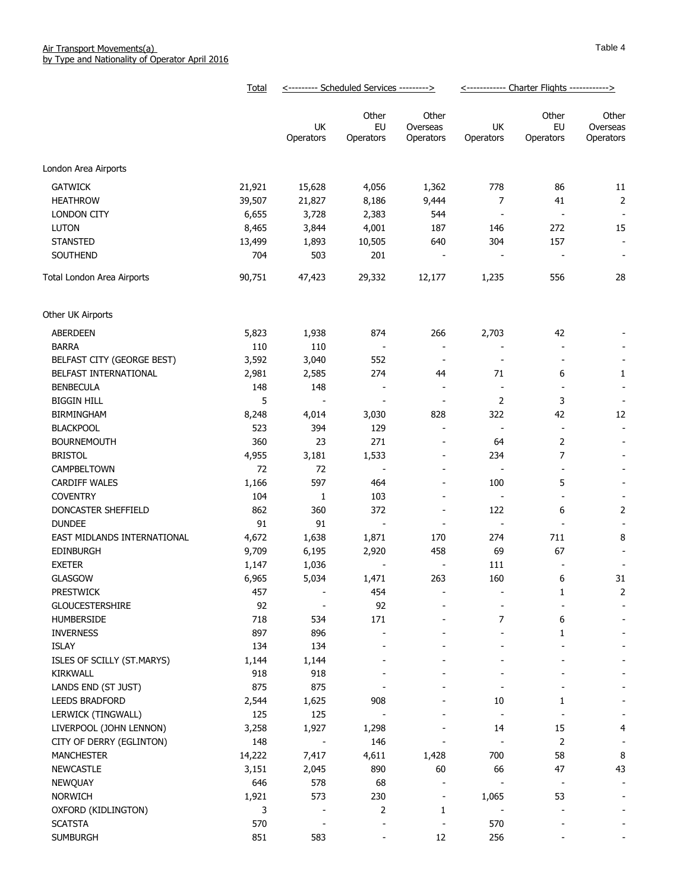Air Transport Movements(a)
by Type and Nationality of Operator April 2016

Table 4

| | Total | Scheduled Services | | | Charter Flights | | |
|---|---|---|---|---|---|---|---|
| | | UK Operators | Other EU Operators | Other Overseas Operators | UK Operators | Other EU Operators | Other Overseas Operators |
| **London Area Airports** | | | | | | | |
| GATWICK | 21,921 | 15,628 | 4,056 | 1,362 | 778 | 86 | 11 |
| HEATHROW | 39,507 | 21,827 | 8,186 | 9,444 | 7 | 41 | 2 |
| LONDON CITY | 6,655 | 3,728 | 2,383 | 544 | - | - | - |
| LUTON | 8,465 | 3,844 | 4,001 | 187 | 146 | 272 | 15 |
| STANSTED | 13,499 | 1,893 | 10,505 | 640 | 304 | 157 | - |
| SOUTHEND | 704 | 503 | 201 | - | - | - | - |
| Total London Area Airports | 90,751 | 47,423 | 29,332 | 12,177 | 1,235 | 556 | 28 |
| **Other UK Airports** | | | | | | | |
| ABERDEEN | 5,823 | 1,938 | 874 | 266 | 2,703 | 42 | - |
| BARRA | 110 | 110 | - | - | - | - | - |
| BELFAST CITY (GEORGE BEST) | 3,592 | 3,040 | 552 | - | - | - | - |
| BELFAST INTERNATIONAL | 2,981 | 2,585 | 274 | 44 | 71 | 6 | 1 |
| BENBECULA | 148 | 148 | - | - | - | - | - |
| BIGGIN HILL | 5 | - | - | - | 2 | 3 | - |
| BIRMINGHAM | 8,248 | 4,014 | 3,030 | 828 | 322 | 42 | 12 |
| BLACKPOOL | 523 | 394 | 129 | - | - | - | - |
| BOURNEMOUTH | 360 | 23 | 271 | - | 64 | 2 | - |
| BRISTOL | 4,955 | 3,181 | 1,533 | - | 234 | 7 | - |
| CAMPBELTOWN | 72 | 72 | - | - | - | - | - |
| CARDIFF WALES | 1,166 | 597 | 464 | - | 100 | 5 | - |
| COVENTRY | 104 | 1 | 103 | - | - | - | - |
| DONCASTER SHEFFIELD | 862 | 360 | 372 | - | 122 | 6 | 2 |
| DUNDEE | 91 | 91 | - | - | - | - | - |
| EAST MIDLANDS INTERNATIONAL | 4,672 | 1,638 | 1,871 | 170 | 274 | 711 | 8 |
| EDINBURGH | 9,709 | 6,195 | 2,920 | 458 | 69 | 67 | - |
| EXETER | 1,147 | 1,036 | - | - | 111 | - | - |
| GLASGOW | 6,965 | 5,034 | 1,471 | 263 | 160 | 6 | 31 |
| PRESTWICK | 457 | - | 454 | - | - | 1 | 2 |
| GLOUCESTERSHIRE | 92 | - | 92 | - | - | - | - |
| HUMBERSIDE | 718 | 534 | 171 | - | 7 | 6 | - |
| INVERNESS | 897 | 896 | - | - | - | 1 | - |
| ISLAY | 134 | 134 | - | - | - | - | - |
| ISLES OF SCILLY (ST.MARYS) | 1,144 | 1,144 | - | - | - | - | - |
| KIRKWALL | 918 | 918 | - | - | - | - | - |
| LANDS END (ST JUST) | 875 | 875 | - | - | - | - | - |
| LEEDS BRADFORD | 2,544 | 1,625 | 908 | - | 10 | 1 | - |
| LERWICK (TINGWALL) | 125 | 125 | - | - | - | - | - |
| LIVERPOOL (JOHN LENNON) | 3,258 | 1,927 | 1,298 | - | 14 | 15 | 4 |
| CITY OF DERRY (EGLINTON) | 148 | - | 146 | - | - | 2 | - |
| MANCHESTER | 14,222 | 7,417 | 4,611 | 1,428 | 700 | 58 | 8 |
| NEWCASTLE | 3,151 | 2,045 | 890 | 60 | 66 | 47 | 43 |
| NEWQUAY | 646 | 578 | 68 | - | - | - | - |
| NORWICH | 1,921 | 573 | 230 | - | 1,065 | 53 | - |
| OXFORD (KIDLINGTON) | 3 | - | 2 | 1 | - | - | - |
| SCATSTA | 570 | - | - | - | 570 | - | - |
| SUMBURGH | 851 | 583 | - | 12 | 256 | - | - |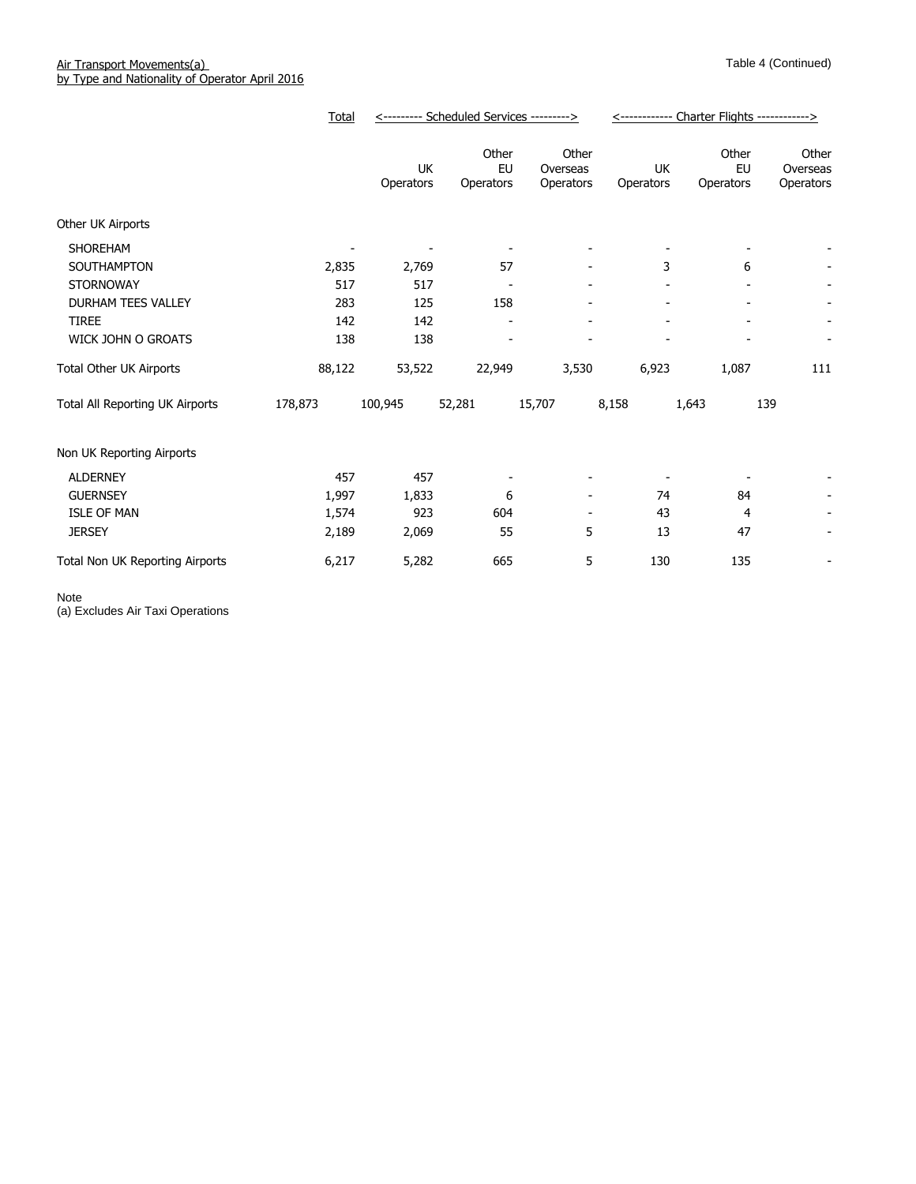Air Transport Movements(a)
by Type and Nationality of Operator April 2016

Table 4 (Continued)

| | Total | Scheduled Services | | | Charter Flights | | |
|---|---|---|---|---|---|---|---|
| | | UK Operators | Other EU Operators | Other Overseas Operators | UK Operators | Other EU Operators | Other Overseas Operators |
| **Other UK Airports** | | | | | | | |
| SHOREHAM | - | - | - | - | - | - | - |
| SOUTHAMPTON | 2,835 | 2,769 | 57 | - | 3 | 6 | - |
| STORNOWAY | 517 | 517 | - | - | - | - | - |
| DURHAM TEES VALLEY | 283 | 125 | 158 | - | - | - | - |
| TIREE | 142 | 142 | - | - | - | - | - |
| WICK JOHN O GROATS | 138 | 138 | - | - | - | - | - |
| Total Other UK Airports | 88,122 | 53,522 | 22,949 | 3,530 | 6,923 | 1,087 | 111 |
| Total All Reporting UK Airports | 178,873 | 100,945 | 52,281 | 15,707 | 8,158 | 1,643 | 139 |
| **Non UK Reporting Airports** | | | | | | | |
| ALDERNEY | 457 | 457 | - | - | - | - | - |
| GUERNSEY | 1,997 | 1,833 | 6 | - | 74 | 84 | - |
| ISLE OF MAN | 1,574 | 923 | 604 | - | 43 | 4 | - |
| JERSEY | 2,189 | 2,069 | 55 | 5 | 13 | 47 | - |
| Total Non UK Reporting Airports | 6,217 | 5,282 | 665 | 5 | 130 | 135 | - |

Note
(a) Excludes Air Taxi Operations